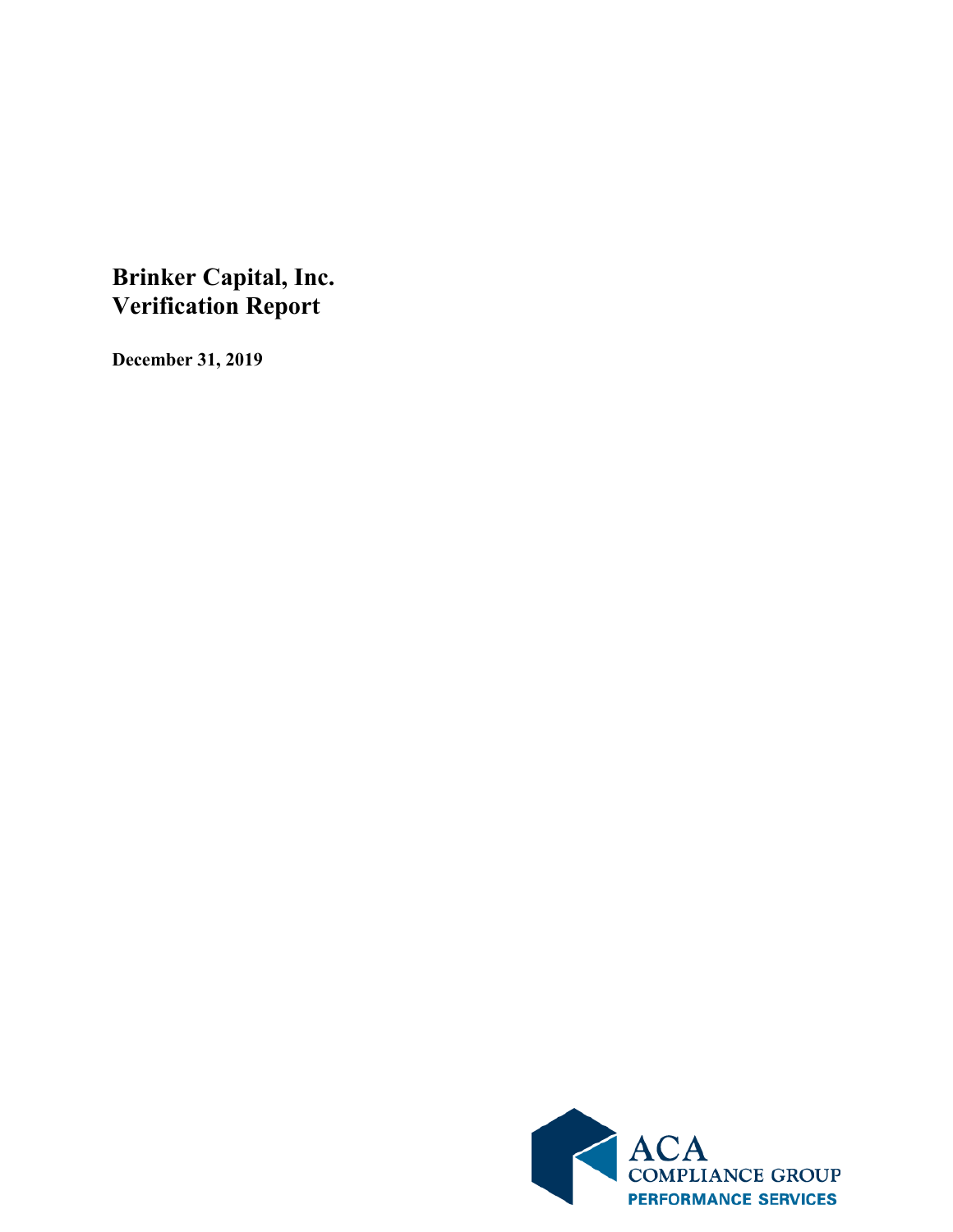# Brinker Capital, Inc.
# Verification Report

**December 31, 2019**

ACA
COMPLIANCE GROUP
PERFORMANCE SERVICES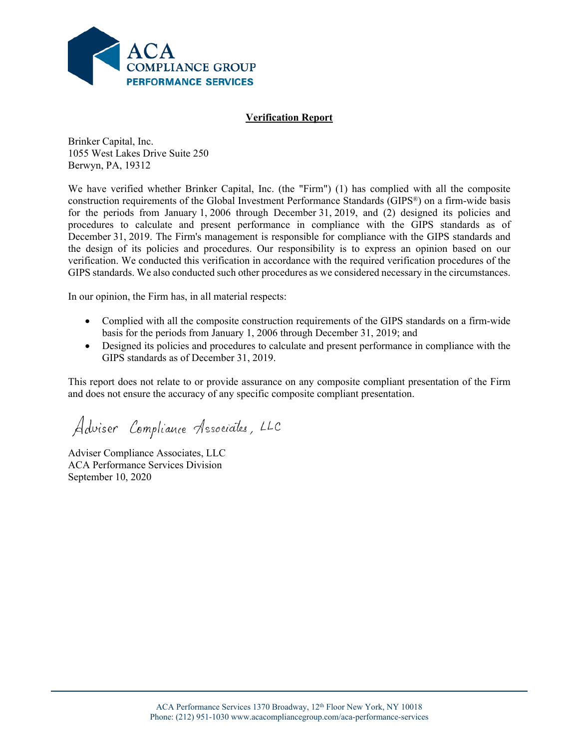ACA COMPLIANCE GROUP
PERFORMANCE SERVICES

## Verification Report

Brinker Capital, Inc.
1055 West Lakes Drive Suite 250
Berwyn, PA, 19312

We have verified whether Brinker Capital, Inc. (the "Firm") (1) has complied with all the composite construction requirements of the Global Investment Performance Standards (GIPS®) on a firm-wide basis for the periods from January 1, 2006 through December 31, 2019, and (2) designed its policies and procedures to calculate and present performance in compliance with the GIPS standards as of December 31, 2019. The Firm's management is responsible for compliance with the GIPS standards and the design of its policies and procedures. Our responsibility is to express an opinion based on our verification. We conducted this verification in accordance with the required verification procedures of the GIPS standards. We also conducted such other procedures as we considered necessary in the circumstances.

In our opinion, the Firm has, in all material respects:

- Complied with all the composite construction requirements of the GIPS standards on a firm-wide basis for the periods from January 1, 2006 through December 31, 2019; and
- Designed its policies and procedures to calculate and present performance in compliance with the GIPS standards as of December 31, 2019.

This report does not relate to or provide assurance on any composite compliant presentation of the Firm and does not ensure the accuracy of any specific composite compliant presentation.

*Adviser Compliance Associates, LLC*

Adviser Compliance Associates, LLC
ACA Performance Services Division
September 10, 2020

ACA Performance Services 1370 Broadway, 12th Floor New York, NY 10018
Phone: (212) 951-1030 www.acacompliancegroup.com/aca-performance-services